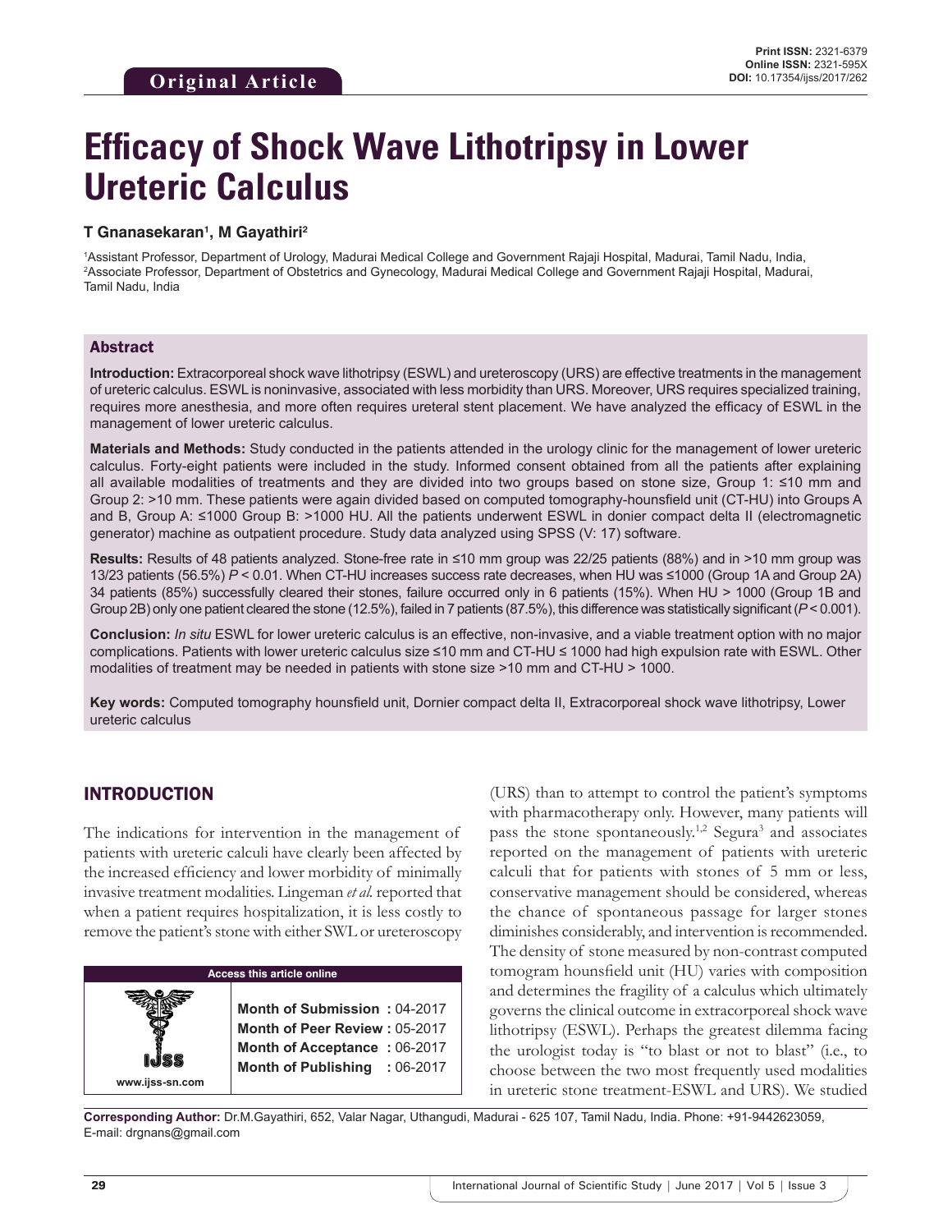Original Article

# Efficacy of Shock Wave Lithotripsy in Lower Ureteric Calculus

**T Gnanasekaran[1], M Gayathiri[2]**

[1]Assistant Professor, Department of Urology, Madurai Medical College and Government Rajaji Hospital, Madurai, Tamil Nadu, India, [2]Associate Professor, Department of Obstetrics and Gynecology, Madurai Medical College and Government Rajaji Hospital, Madurai, Tamil Nadu, India

## Abstract

**Introduction:** Extracorporeal shock wave lithotripsy (ESWL) and ureteroscopy (URS) are effective treatments in the management of ureteric calculus. ESWL is noninvasive, associated with less morbidity than URS. Moreover, URS requires specialized training, requires more anesthesia, and more often requires ureteral stent placement. We have analyzed the efficacy of ESWL in the management of lower ureteric calculus.

**Materials and Methods:** Study conducted in the patients attended in the urology clinic for the management of lower ureteric calculus. Forty-eight patients were included in the study. Informed consent obtained from all the patients after explaining all available modalities of treatments and they are divided into two groups based on stone size, Group 1: ≤10 mm and Group 2: >10 mm. These patients were again divided based on computed tomography-hounsfield unit (CT-HU) into Groups A and B, Group A: ≤1000 Group B: >1000 HU. All the patients underwent ESWL in donier compact delta II (electromagnetic generator) machine as outpatient procedure. Study data analyzed using SPSS (V: 17) software.

**Results:** Results of 48 patients analyzed. Stone-free rate in ≤10 mm group was 22/25 patients (88%) and in >10 mm group was 13/23 patients (56.5%) $P < 0.01$. When CT-HU increases success rate decreases, when HU was ≤1000 (Group 1A and Group 2A) 34 patients (85%) successfully cleared their stones, failure occurred only in 6 patients (15%). When HU > 1000 (Group 1B and Group 2B) only one patient cleared the stone (12.5%), failed in 7 patients (87.5%), this difference was statistically significant ($P < 0.001$).

**Conclusion:** *In situ* ESWL for lower ureteric calculus is an effective, non-invasive, and a viable treatment option with no major complications. Patients with lower ureteric calculus size ≤10 mm and CT-HU ≤ 1000 had high expulsion rate with ESWL. Other modalities of treatment may be needed in patients with stone size >10 mm and CT-HU > 1000.

**Key words:** Computed tomography hounsfield unit, Dornier compact delta II, Extracorporeal shock wave lithotripsy, Lower ureteric calculus

## INTRODUCTION

The indications for intervention in the management of patients with ureteric calculi have clearly been affected by the increased efficiency and lower morbidity of minimally invasive treatment modalities. Lingeman *et al.* reported that when a patient requires hospitalization, it is less costly to remove the patient's stone with either SWL or ureteroscopy (URS) than to attempt to control the patient's symptoms with pharmacotherapy only. However, many patients will pass the stone spontaneously.[1,2] Segura[3] and associates reported on the management of patients with ureteric calculi that for patients with stones of 5 mm or less, conservative management should be considered, whereas the chance of spontaneous passage for larger stones diminishes considerably, and intervention is recommended. The density of stone measured by non-contrast computed tomogram hounsfield unit (HU) varies with composition and determines the fragility of a calculus which ultimately governs the clinical outcome in extracorporeal shock wave lithotripsy (ESWL). Perhaps the greatest dilemma facing the urologist today is "to blast or not to blast" (i.e., to choose between the two most frequently used modalities in ureteric stone treatment-ESWL and URS). We studied

| Access this article online | |
|---|---|
| www.ijss-sn.com | **Month of Submission : 04-2017** |
| | **Month of Peer Review : 05-2017** |
| | **Month of Acceptance : 06-2017** |
| | **Month of Publishing : 06-2017** |

**Corresponding Author:** Dr.M.Gayathiri, 652, Valar Nagar, Uthangudi, Madurai - 625 107, Tamil Nadu, India. Phone: +91-9442623059, E-mail: drgnans@gmail.com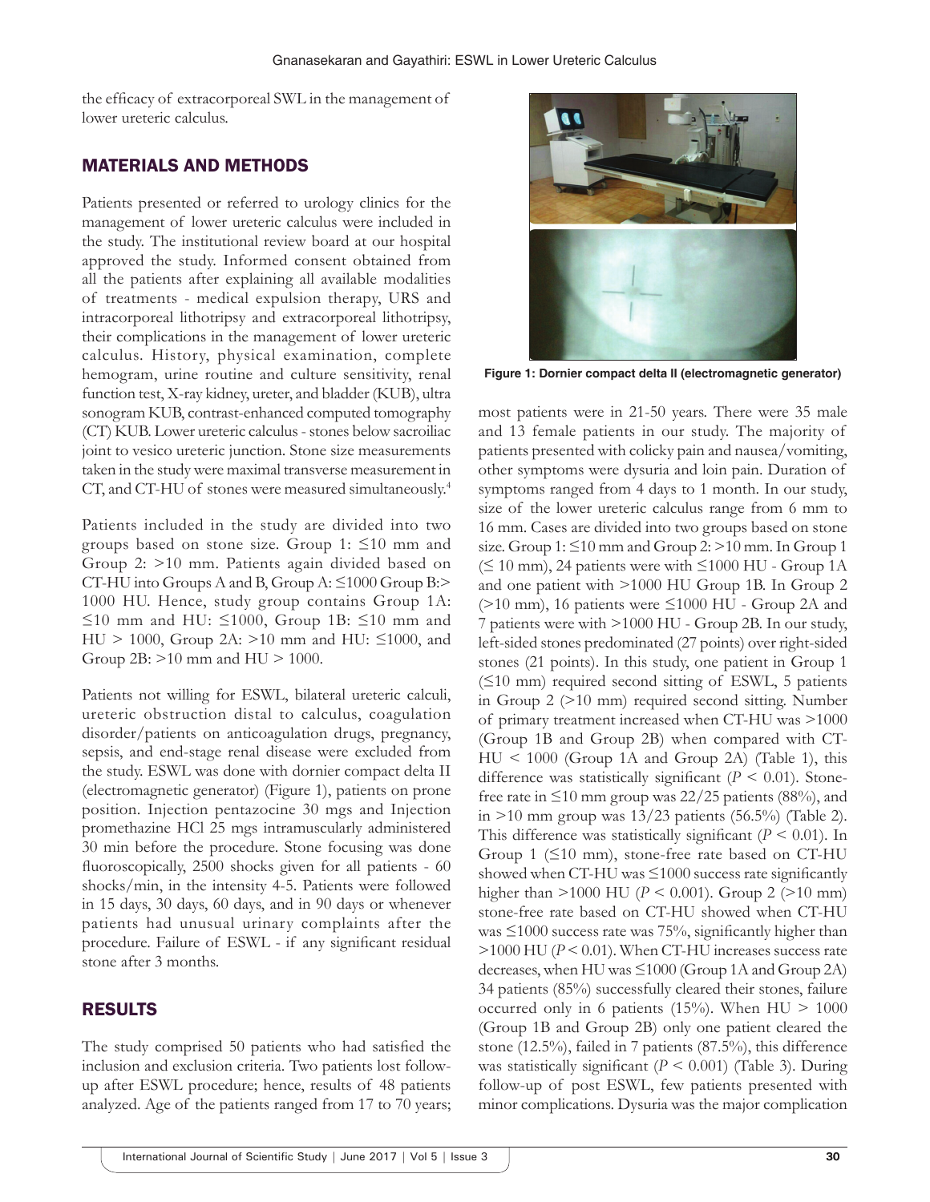the efficacy of extracorporeal SWL in the management of lower ureteric calculus.

## MATERIALS AND METHODS

Patients presented or referred to urology clinics for the management of lower ureteric calculus were included in the study. The institutional review board at our hospital approved the study. Informed consent obtained from all the patients after explaining all available modalities of treatments - medical expulsion therapy, URS and intracorporeal lithotripsy and extracorporeal lithotripsy, their complications in the management of lower ureteric calculus. History, physical examination, complete hemogram, urine routine and culture sensitivity, renal function test, X-ray kidney, ureter, and bladder (KUB), ultra sonogram KUB, contrast-enhanced computed tomography (CT) KUB. Lower ureteric calculus - stones below sacroiliac joint to vesico ureteric junction. Stone size measurements taken in the study were maximal transverse measurement in CT, and CT-HU of stones were measured simultaneously.[4]

Patients included in the study are divided into two groups based on stone size. Group 1: ≤10 mm and Group 2: >10 mm. Patients again divided based on CT-HU into Groups A and B, Group A: ≤1000 Group B:> 1000 HU. Hence, study group contains Group 1A: ≤10 mm and HU: ≤1000, Group 1B: ≤10 mm and HU > 1000, Group 2A: >10 mm and HU: ≤1000, and Group 2B: >10 mm and HU > 1000.

Patients not willing for ESWL, bilateral ureteric calculi, ureteric obstruction distal to calculus, coagulation disorder/patients on anticoagulation drugs, pregnancy, sepsis, and end-stage renal disease were excluded from the study. ESWL was done with dornier compact delta II (electromagnetic generator) (Figure 1), patients on prone position. Injection pentazocine 30 mgs and Injection promethazine HCl 25 mgs intramuscularly administered 30 min before the procedure. Stone focusing was done fluoroscopically, 2500 shocks given for all patients - 60 shocks/min, in the intensity 4-5. Patients were followed in 15 days, 30 days, 60 days, and in 90 days or whenever patients had unusual urinary complaints after the procedure. Failure of ESWL - if any significant residual stone after 3 months.

## RESULTS

The study comprised 50 patients who had satisfied the inclusion and exclusion criteria. Two patients lost follow-up after ESWL procedure; hence, results of 48 patients analyzed. Age of the patients ranged from 17 to 70 years; most patients were in 21-50 years. There were 35 male and 13 female patients in our study. The majority of patients presented with colicky pain and nausea/vomiting, other symptoms were dysuria and loin pain. Duration of symptoms ranged from 4 days to 1 month. In our study, size of the lower ureteric calculus range from 6 mm to 16 mm. Cases are divided into two groups based on stone size. Group 1: ≤10 mm and Group 2: >10 mm. In Group 1 (≤ 10 mm), 24 patients were with ≤1000 HU - Group 1A and one patient with >1000 HU Group 1B. In Group 2 (>10 mm), 16 patients were ≤1000 HU - Group 2A and 7 patients were with >1000 HU - Group 2B. In our study, left-sided stones predominated (27 points) over right-sided stones (21 points). In this study, one patient in Group 1 (≤10 mm) required second sitting of ESWL, 5 patients in Group 2 (>10 mm) required second sitting. Number of primary treatment increased when CT-HU was >1000 (Group 1B and Group 2B) when compared with CT-HU < 1000 (Group 1A and Group 2A) (Table 1), this difference was statistically significant ($P < 0.01$). Stone-free rate in ≤10 mm group was 22/25 patients (88%), and in >10 mm group was 13/23 patients (56.5%) (Table 2). This difference was statistically significant ($P < 0.01$). In Group 1 (≤10 mm), stone-free rate based on CT-HU showed when CT-HU was ≤1000 success rate significantly higher than >1000 HU ($P < 0.001$). Group 2 (>10 mm) stone-free rate based on CT-HU showed when CT-HU was ≤1000 success rate was 75%, significantly higher than >1000 HU ($P < 0.01$). When CT-HU increases success rate decreases, when HU was ≤1000 (Group 1A and Group 2A) 34 patients (85%) successfully cleared their stones, failure occurred only in 6 patients (15%). When HU > 1000 (Group 1B and Group 2B) only one patient cleared the stone (12.5%), failed in 7 patients (87.5%), this difference was statistically significant ($P < 0.001$) (Table 3). During follow-up of post ESWL, few patients presented with minor complications. Dysuria was the major complication

Figure 1: Dornier compact delta II (electromagnetic generator)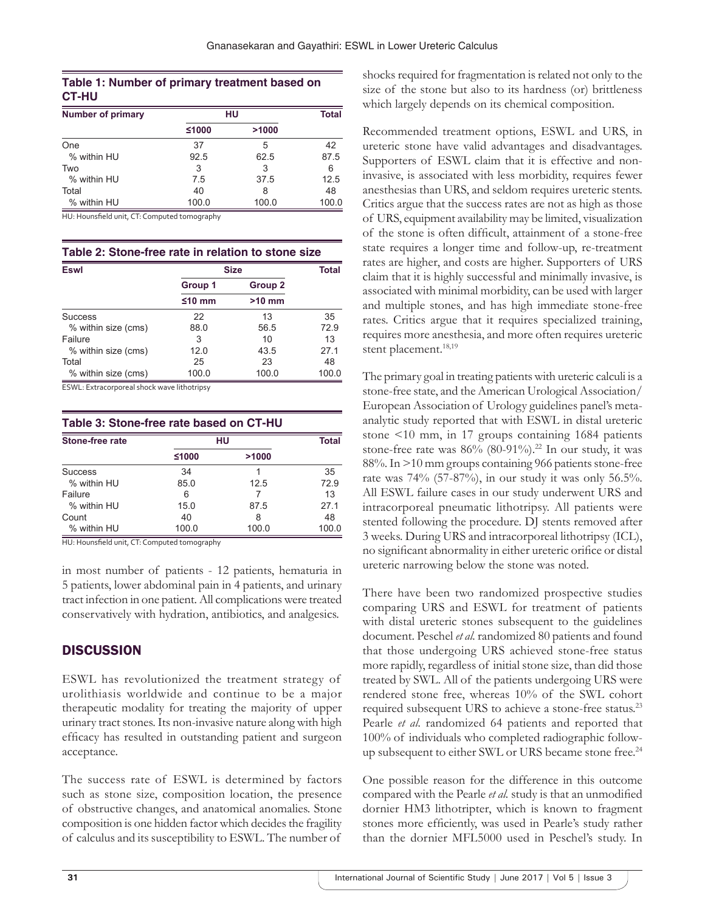**Table 1: Number of primary treatment based on CT-HU**

| Number of primary | HU | | Total |
|---|---|---|---|
| | ≤1000 | >1000 | |
| One | 37 | 5 | 42 |
| % within HU | 92.5 | 62.5 | 87.5 |
| Two | 3 | 3 | 6 |
| % within HU | 7.5 | 37.5 | 12.5 |
| Total | 40 | 8 | 48 |
| % within HU | 100.0 | 100.0 | 100.0 |

HU: Hounsfield unit, CT: Computed tomography

**Table 2: Stone-free rate in relation to stone size**

| Eswl | Size | | Total |
|---|---|---|---|
| | Group 1 | Group 2 | |
| | ≤10 mm | >10 mm | |
| Success | 22 | 13 | 35 |
| % within size (cms) | 88.0 | 56.5 | 72.9 |
| Failure | 3 | 10 | 13 |
| % within size (cms) | 12.0 | 43.5 | 27.1 |
| Total | 25 | 23 | 48 |
| % within size (cms) | 100.0 | 100.0 | 100.0 |

ESWL: Extracorporeal shock wave lithotripsy

**Table 3: Stone-free rate based on CT-HU**

| Stone-free rate | HU | | Total |
|---|---|---|---|
| | ≤1000 | >1000 | |
| Success | 34 | 1 | 35 |
| % within HU | 85.0 | 12.5 | 72.9 |
| Failure | 6 | 7 | 13 |
| % within HU | 15.0 | 87.5 | 27.1 |
| Count | 40 | 8 | 48 |
| % within HU | 100.0 | 100.0 | 100.0 |

HU: Hounsfield unit, CT: Computed tomography

in most number of patients - 12 patients, hematuria in 5 patients, lower abdominal pain in 4 patients, and urinary tract infection in one patient. All complications were treated conservatively with hydration, antibiotics, and analgesics.

## DISCUSSION

ESWL has revolutionized the treatment strategy of urolithiasis worldwide and continue to be a major therapeutic modality for treating the majority of upper urinary tract stones. Its non-invasive nature along with high efficacy has resulted in outstanding patient and surgeon acceptance.

The success rate of ESWL is determined by factors such as stone size, composition location, the presence of obstructive changes, and anatomical anomalies. Stone composition is one hidden factor which decides the fragility of calculus and its susceptibility to ESWL. The number of shocks required for fragmentation is related not only to the size of the stone but also to its hardness (or) brittleness which largely depends on its chemical composition.

Recommended treatment options, ESWL and URS, in ureteric stone have valid advantages and disadvantages. Supporters of ESWL claim that it is effective and non-invasive, is associated with less morbidity, requires fewer anesthesias than URS, and seldom requires ureteric stents. Critics argue that the success rates are not as high as those of URS, equipment availability may be limited, visualization of the stone is often difficult, attainment of a stone-free state requires a longer time and follow-up, re-treatment rates are higher, and costs are higher. Supporters of URS claim that it is highly successful and minimally invasive, is associated with minimal morbidity, can be used with larger and multiple stones, and has high immediate stone-free rates. Critics argue that it requires specialized training, requires more anesthesia, and more often requires ureteric stent placement.[18,19]

The primary goal in treating patients with ureteric calculi is a stone-free state, and the American Urological Association/ European Association of Urology guidelines panel's meta-analytic study reported that with ESWL in distal ureteric stone <10 mm, in 17 groups containing 1684 patients stone-free rate was 86% (80-91%).[22] In our study, it was 88%. In >10 mm groups containing 966 patients stone-free rate was 74% (57-87%), in our study it was only 56.5%. All ESWL failure cases in our study underwent URS and intracorporeal pneumatic lithotripsy. All patients were stented following the procedure. DJ stents removed after 3 weeks. During URS and intracorporeal lithotripsy (ICL), no significant abnormality in either ureteric orifice or distal ureteric narrowing below the stone was noted.

There have been two randomized prospective studies comparing URS and ESWL for treatment of patients with distal ureteric stones subsequent to the guidelines document. Peschel *et al.* randomized 80 patients and found that those undergoing URS achieved stone-free status more rapidly, regardless of initial stone size, than did those treated by SWL. All of the patients undergoing URS were rendered stone free, whereas 10% of the SWL cohort required subsequent URS to achieve a stone-free status.[23] Pearle *et al.* randomized 64 patients and reported that 100% of individuals who completed radiographic follow-up subsequent to either SWL or URS became stone free.[24]

One possible reason for the difference in this outcome compared with the Pearle *et al.* study is that an unmodified dornier HM3 lithotripter, which is known to fragment stones more efficiently, was used in Pearle's study rather than the dornier MFL5000 used in Peschel's study. In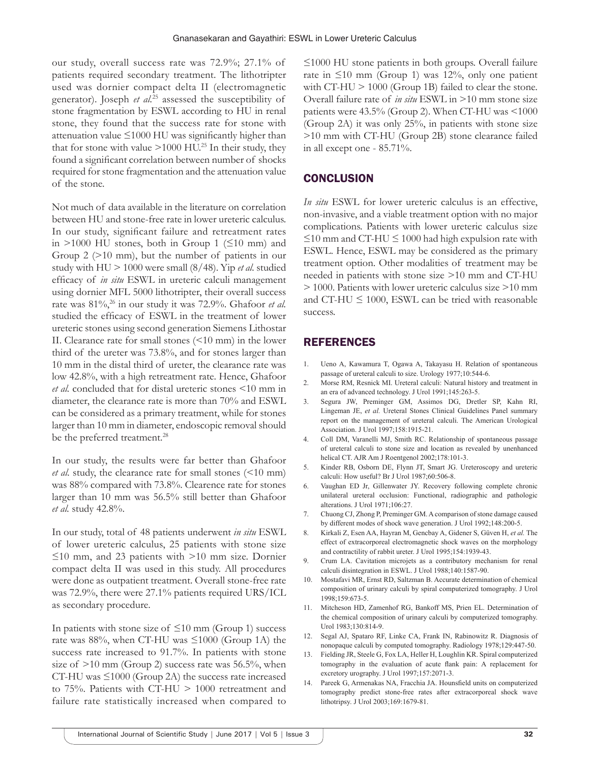our study, overall success rate was 72.9%; 27.1% of patients required secondary treatment. The lithotripter used was dornier compact delta II (electromagnetic generator). Joseph *et al*.[25] assessed the susceptibility of stone fragmentation by ESWL according to HU in renal stone, they found that the success rate for stone with attenuation value ≤1000 HU was significantly higher than that for stone with value >1000 HU.[25] In their study, they found a significant correlation between number of shocks required for stone fragmentation and the attenuation value of the stone.

Not much of data available in the literature on correlation between HU and stone-free rate in lower ureteric calculus. In our study, significant failure and retreatment rates in >1000 HU stones, both in Group 1 (≤10 mm) and Group 2 (>10 mm), but the number of patients in our study with HU > 1000 were small (8/48). Yip *et al*. studied efficacy of *in situ* ESWL in ureteric calculi management using dornier MFL 5000 lithotripter, their overall success rate was 81%,[26] in our study it was 72.9%. Ghafoor *et al*. studied the efficacy of ESWL in the treatment of lower ureteric stones using second generation Siemens Lithostar II. Clearance rate for small stones (<10 mm) in the lower third of the ureter was 73.8%, and for stones larger than 10 mm in the distal third of ureter, the clearance rate was low 42.8%, with a high retreatment rate. Hence, Ghafoor *et al*. concluded that for distal ureteric stones <10 mm in diameter, the clearance rate is more than 70% and ESWL can be considered as a primary treatment, while for stones larger than 10 mm in diameter, endoscopic removal should be the preferred treatment.[28]

In our study, the results were far better than Ghafoor *et al*. study, the clearance rate for small stones (<10 mm) was 88% compared with 73.8%. Clearence rate for stones larger than 10 mm was 56.5% still better than Ghafoor *et al*. study 42.8%.

In our study, total of 48 patients underwent *in situ* ESWL of lower ureteric calculus, 25 patients with stone size ≤10 mm, and 23 patients with >10 mm size. Dornier compact delta II was used in this study. All procedures were done as outpatient treatment. Overall stone-free rate was 72.9%, there were 27.1% patients required URS/ICL as secondary procedure.

In patients with stone size of ≤10 mm (Group 1) success rate was 88%, when CT-HU was ≤1000 (Group 1A) the success rate increased to 91.7%. In patients with stone size of >10 mm (Group 2) success rate was 56.5%, when CT-HU was ≤1000 (Group 2A) the success rate increased to 75%. Patients with CT-HU > 1000 retreatment and failure rate statistically increased when compared to ≤1000 HU stone patients in both groups. Overall failure rate in ≤10 mm (Group 1) was 12%, only one patient with CT-HU > 1000 (Group 1B) failed to clear the stone. Overall failure rate of *in situ* ESWL in >10 mm stone size patients were 43.5% (Group 2). When CT-HU was <1000 (Group 2A) it was only 25%, in patients with stone size >10 mm with CT-HU (Group 2B) stone clearance failed in all except one - 85.71%.

## CONCLUSION

*In situ* ESWL for lower ureteric calculus is an effective, non-invasive, and a viable treatment option with no major complications. Patients with lower ureteric calculus size ≤10 mm and CT-HU ≤ 1000 had high expulsion rate with ESWL. Hence, ESWL may be considered as the primary treatment option. Other modalities of treatment may be needed in patients with stone size >10 mm and CT-HU > 1000. Patients with lower ureteric calculus size >10 mm and CT-HU ≤ 1000, ESWL can be tried with reasonable success.

## REFERENCES

1. Ueno A, Kawamura T, Ogawa A, Takayasu H. Relation of spontaneous passage of ureteral calculi to size. Urology 1977;10:544-6.
2. Morse RM, Resnick MI. Ureteral calculi: Natural history and treatment in an era of advanced technology. J Urol 1991;145:263-5.
3. Segura JW, Preminger GM, Assimos DG, Dretler SP, Kahn RI, Lingeman JE, *et al*. Ureteral Stones Clinical Guidelines Panel summary report on the management of ureteral calculi. The American Urological Association. J Urol 1997;158:1915-21.
4. Coll DM, Varanelli MJ, Smith RC. Relationship of spontaneous passage of ureteral calculi to stone size and location as revealed by unenhanced helical CT. AJR Am J Roentgenol 2002;178:101-3.
5. Kinder RB, Osborn DE, Flynn JT, Smart JG. Ureteroscopy and ureteric calculi: How useful? Br J Urol 1987;60:506-8.
6. Vaughan ED Jr, Gillenwater JY. Recovery following complete chronic unilateral ureteral occlusion: Functional, radiographic and pathologic alterations. J Urol 1971;106:27.
7. Chuong CJ, Zhong P, Preminger GM. A comparison of stone damage caused by different modes of shock wave generation. J Urol 1992;148:200-5.
8. Kirkali Z, Esen AA, Hayran M, Gencbay A, Gidener S, Güven H, *et al*. The effect of extracorporeal electromagnetic shock waves on the morphology and contractility of rabbit ureter. J Urol 1995;154:1939-43.
9. Crum LA. Cavitation microjets as a contributory mechanism for renal calculi disintegration in ESWL. J Urol 1988;140:1587-90.
10. Mostafavi MR, Ernst RD, Saltzman B. Accurate determination of chemical composition of urinary calculi by spiral computerized tomography. J Urol 1998;159:673-5.
11. Mitcheson HD, Zamenhof RG, Bankoff MS, Prien EL. Determination of the chemical composition of urinary calculi by computerized tomography. Urol 1983;130:814-9.
12. Segal AJ, Spataro RF, Linke CA, Frank IN, Rabinowitz R. Diagnosis of nonopaque calculi by computed tomography. Radiology 1978;129:447-50.
13. Fielding JR, Steele G, Fox LA, Heller H, Loughlin KR. Spiral computerized tomography in the evaluation of acute flank pain: A replacement for excretory urography. J Urol 1997;157:2071-3.
14. Pareek G, Armenakas NA, Fracchia JA. Hounsfield units on computerized tomography predict stone-free rates after extracorporeal shock wave lithotripsy. J Urol 2003;169:1679-81.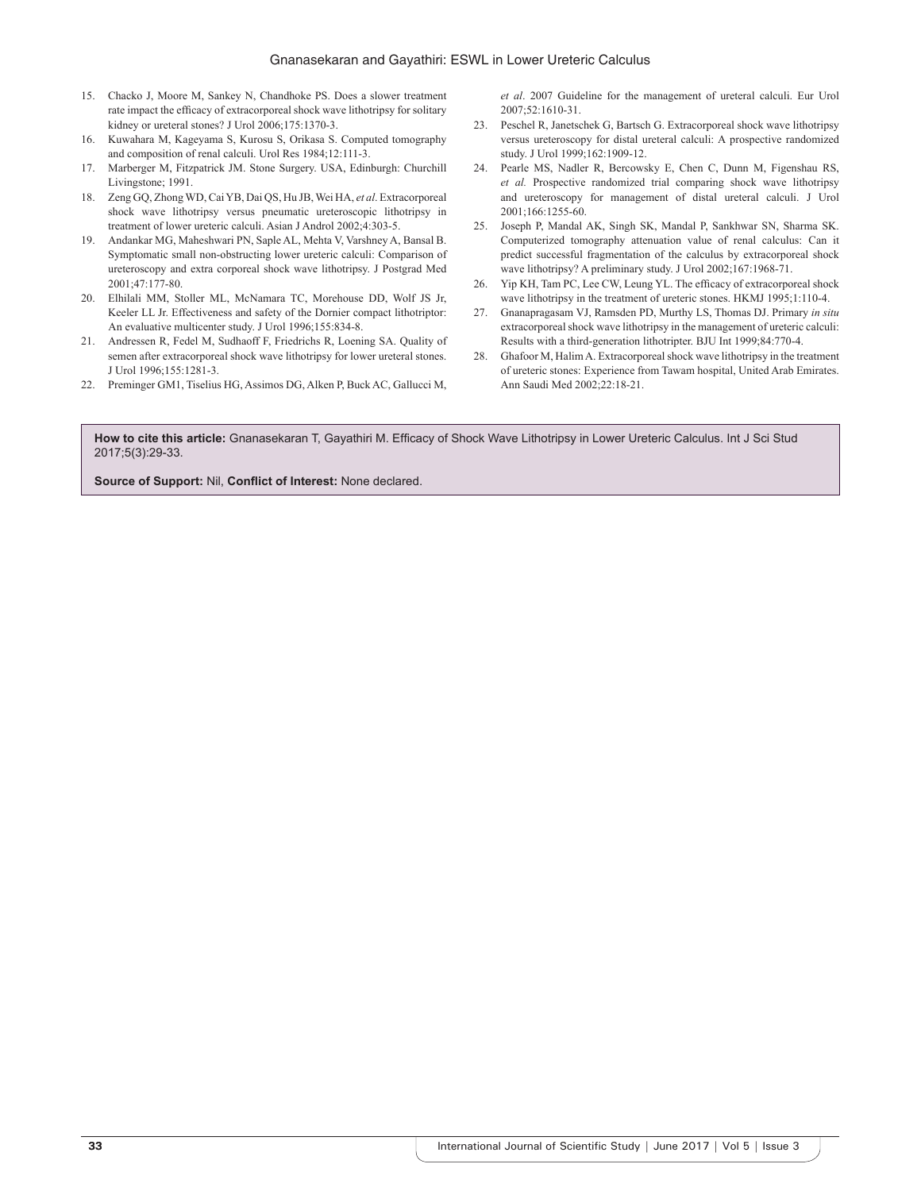15. Chacko J, Moore M, Sankey N, Chandhoke PS. Does a slower treatment rate impact the efficacy of extracorporeal shock wave lithotripsy for solitary kidney or ureteral stones? J Urol 2006;175:1370-3.
16. Kuwahara M, Kageyama S, Kurosu S, Orikasa S. Computed tomography and composition of renal calculi. Urol Res 1984;12:111-3.
17. Marberger M, Fitzpatrick JM. Stone Surgery. USA, Edinburgh: Churchill Livingstone; 1991.
18. Zeng GQ, Zhong WD, Cai YB, Dai QS, Hu JB, Wei HA, *et al*. Extracorporeal shock wave lithotripsy versus pneumatic ureteroscopic lithotripsy in treatment of lower ureteric calculi. Asian J Androl 2002;4:303-5.
19. Andankar MG, Maheshwari PN, Saple AL, Mehta V, Varshney A, Bansal B. Symptomatic small non-obstructing lower ureteric calculi: Comparison of ureteroscopy and extra corporeal shock wave lithotripsy. J Postgrad Med 2001;47:177-80.
20. Elhilali MM, Stoller ML, McNamara TC, Morehouse DD, Wolf JS Jr, Keeler LL Jr. Effectiveness and safety of the Dornier compact lithotriptor: An evaluative multicenter study. J Urol 1996;155:834-8.
21. Andressen R, Fedel M, Sudhaoff F, Friedrichs R, Loening SA. Quality of semen after extracorporeal shock wave lithotripsy for lower ureteral stones. J Urol 1996;155:1281-3.
22. Preminger GM1, Tiselius HG, Assimos DG, Alken P, Buck AC, Gallucci M, *et al*. 2007 Guideline for the management of ureteral calculi. Eur Urol 2007;52:1610-31.
23. Peschel R, Janetschek G, Bartsch G. Extracorporeal shock wave lithotripsy versus ureteroscopy for distal ureteral calculi: A prospective randomized study. J Urol 1999;162:1909-12.
24. Pearle MS, Nadler R, Bercowsky E, Chen C, Dunn M, Figenshau RS, *et al.* Prospective randomized trial comparing shock wave lithotripsy and ureteroscopy for management of distal ureteral calculi. J Urol 2001;166:1255-60.
25. Joseph P, Mandal AK, Singh SK, Mandal P, Sankhwar SN, Sharma SK. Computerized tomography attenuation value of renal calculus: Can it predict successful fragmentation of the calculus by extracorporeal shock wave lithotripsy? A preliminary study. J Urol 2002;167:1968-71.
26. Yip KH, Tam PC, Lee CW, Leung YL. The efficacy of extracorporeal shock wave lithotripsy in the treatment of ureteric stones. HKMJ 1995;1:110-4.
27. Gnanapragasam VJ, Ramsden PD, Murthy LS, Thomas DJ. Primary *in situ* extracorporeal shock wave lithotripsy in the management of ureteric calculi: Results with a third-generation lithotripter. BJU Int 1999;84:770-4.
28. Ghafoor M, Halim A. Extracorporeal shock wave lithotripsy in the treatment of ureteric stones: Experience from Tawam hospital, United Arab Emirates. Ann Saudi Med 2002;22:18-21.

**How to cite this article:** Gnanasekaran T, Gayathiri M. Efficacy of Shock Wave Lithotripsy in Lower Ureteric Calculus. Int J Sci Stud 2017;5(3):29-33.

**Source of Support:** Nil, **Conflict of Interest:** None declared.